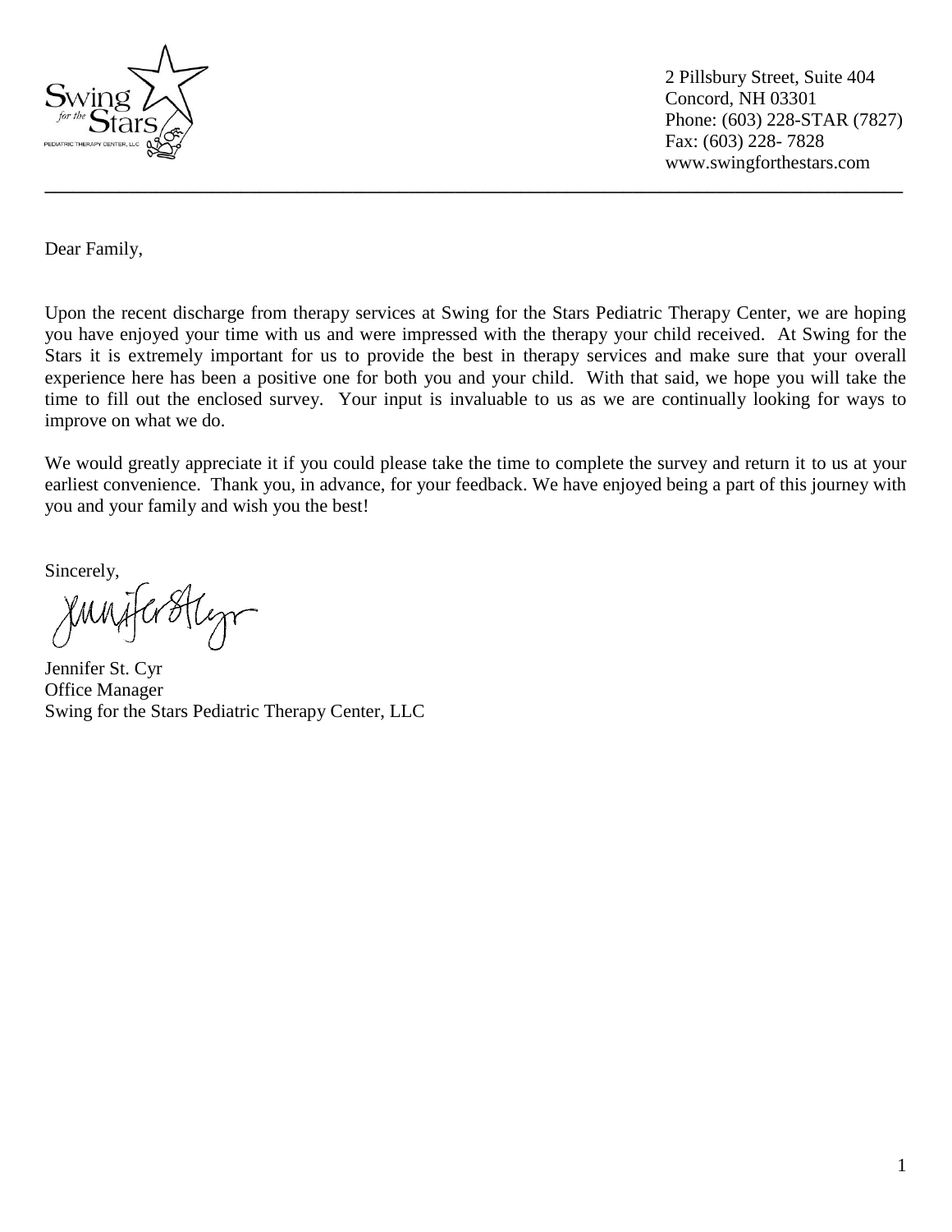Swing *for the* Stars
PEDIATRIC THERAPY CENTER, LLC

2 Pillsbury Street, Suite 404
Concord, NH 03301
Phone: (603) 228-STAR (7827)
Fax: (603) 228- 7828
www.swingforthestars.com

---

Dear Family,

Upon the recent discharge from therapy services at Swing for the Stars Pediatric Therapy Center, we are hoping you have enjoyed your time with us and were impressed with the therapy your child received. At Swing for the Stars it is extremely important for us to provide the best in therapy services and make sure that your overall experience here has been a positive one for both you and your child. With that said, we hope you will take the time to fill out the enclosed survey. Your input is invaluable to us as we are continually looking for ways to improve on what we do.

We would greatly appreciate it if you could please take the time to complete the survey and return it to us at your earliest convenience. Thank you, in advance, for your feedback. We have enjoyed being a part of this journey with you and your family and wish you the best!

Sincerely,

Jennifer St. Cyr
Office Manager
Swing for the Stars Pediatric Therapy Center, LLC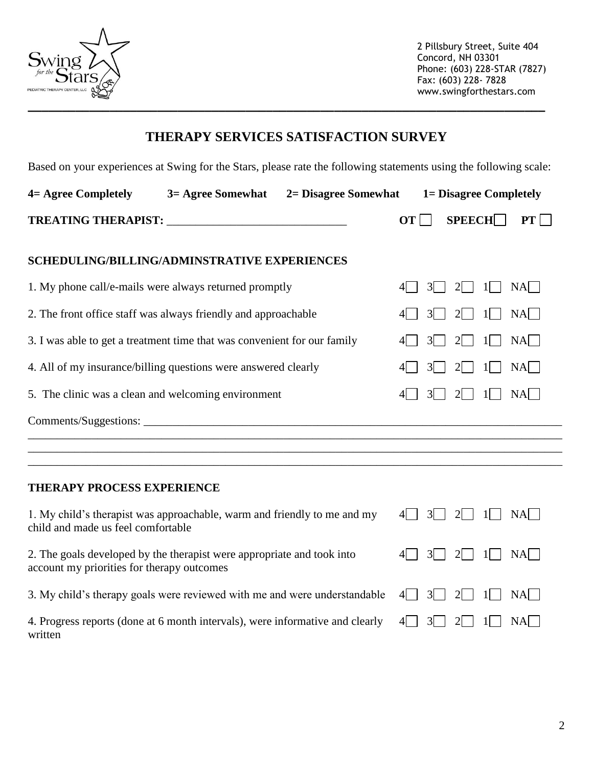2 Pillsbury Street, Suite 404
Concord, NH 03301
Phone: (603) 228-STAR (7827)
Fax: (603) 228- 7828
www.swingforthestars.com

# THERAPY SERVICES SATISFACTION SURVEY

Based on your experiences at Swing for the Stars, please rate the following statements using the following scale:

**4= Agree Completely    3= Agree Somewhat    2= Disagree Somewhat    1= Disagree Completely**

**TREATING THERAPIST:** ______________________________    **OT** ☐   **SPEECH** ☐   **PT** ☐

## SCHEDULING/BILLING/ADMINSTRATIVE EXPERIENCES

| Statement | 4 | 3 | 2 | 1 | NA |
|---|---|---|---|---|---|
| 1. My phone call/e-mails were always returned promptly | ☐ | ☐ | ☐ | ☐ | ☐ |
| 2. The front office staff was always friendly and approachable | ☐ | ☐ | ☐ | ☐ | ☐ |
| 3. I was able to get a treatment time that was convenient for our family | ☐ | ☐ | ☐ | ☐ | ☐ |
| 4. All of my insurance/billing questions were answered clearly | ☐ | ☐ | ☐ | ☐ | ☐ |
| 5. The clinic was a clean and welcoming environment | ☐ | ☐ | ☐ | ☐ | ☐ |

Comments/Suggestions: ____________________________________________________________

____________________________________________________________________________

____________________________________________________________________________

____________________________________________________________________________

## THERAPY PROCESS EXPERIENCE

| Statement | 4 | 3 | 2 | 1 | NA |
|---|---|---|---|---|---|
| 1. My child's therapist was approachable, warm and friendly to me and my child and made us feel comfortable | ☐ | ☐ | ☐ | ☐ | ☐ |
| 2. The goals developed by the therapist were appropriate and took into account my priorities for therapy outcomes | ☐ | ☐ | ☐ | ☐ | ☐ |
| 3. My child's therapy goals were reviewed with me and were understandable | ☐ | ☐ | ☐ | ☐ | ☐ |
| 4. Progress reports (done at 6 month intervals), were informative and clearly written | ☐ | ☐ | ☐ | ☐ | ☐ |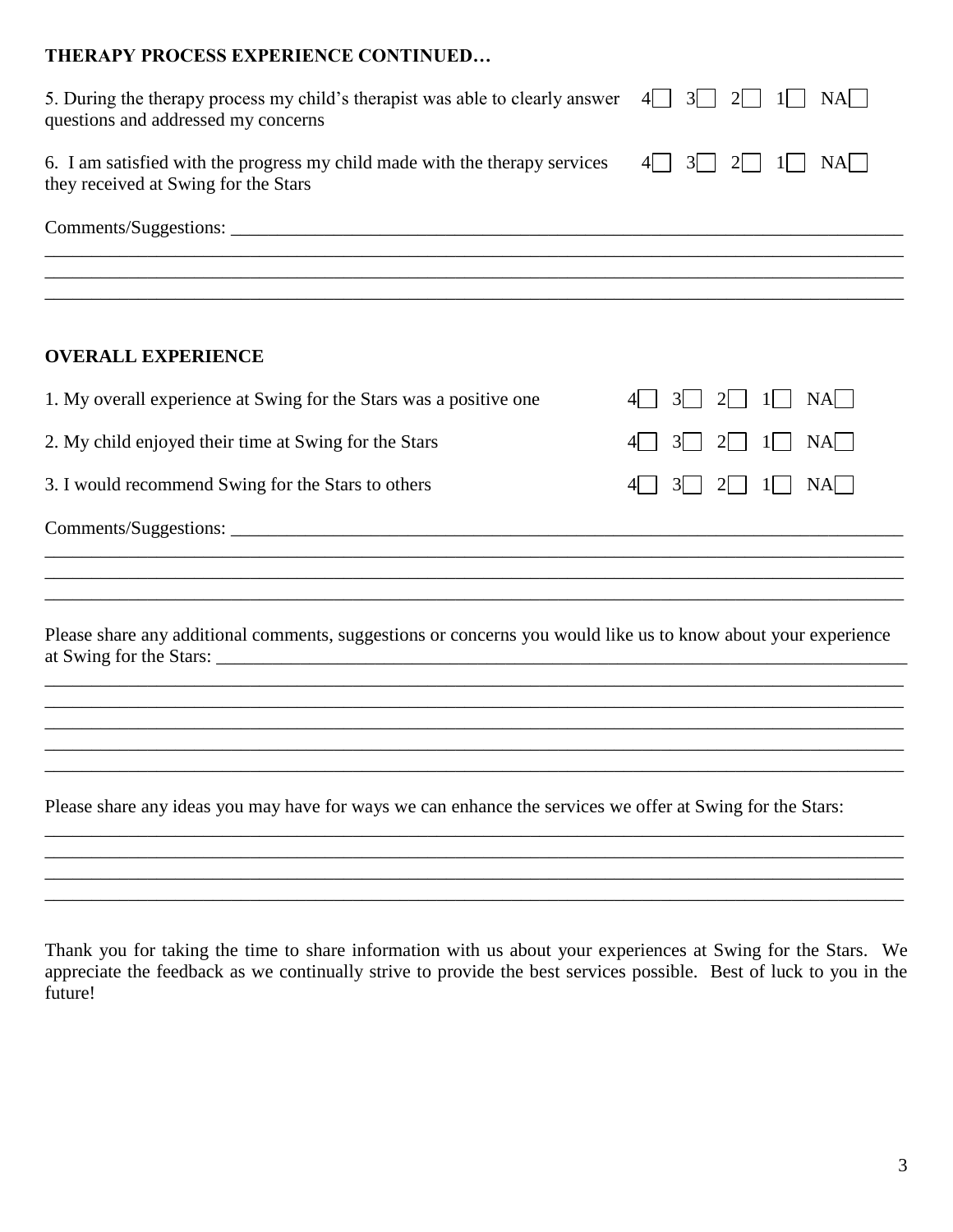**THERAPY PROCESS EXPERIENCE CONTINUED…**

5. During the therapy process my child's therapist was able to clearly answer questions and addressed my concerns — 4☐ 3☐ 2☐ 1☐ NA☐

6. I am satisfied with the progress my child made with the therapy services they received at Swing for the Stars — 4☐ 3☐ 2☐ 1☐ NA☐

Comments/Suggestions: ______________________________________________________________
______________________________________________________________
______________________________________________________________
______________________________________________________________

**OVERALL EXPERIENCE**

1. My overall experience at Swing for the Stars was a positive one — 4☐ 3☐ 2☐ 1☐ NA☐

2. My child enjoyed their time at Swing for the Stars — 4☐ 3☐ 2☐ 1☐ NA☐

3. I would recommend Swing for the Stars to others — 4☐ 3☐ 2☐ 1☐ NA☐

Comments/Suggestions: ______________________________________________________________
______________________________________________________________
______________________________________________________________
______________________________________________________________

Please share any additional comments, suggestions or concerns you would like us to know about your experience at Swing for the Stars: ______________________________________________________________
______________________________________________________________
______________________________________________________________
______________________________________________________________
______________________________________________________________
______________________________________________________________

Please share any ideas you may have for ways we can enhance the services we offer at Swing for the Stars:
______________________________________________________________
______________________________________________________________
______________________________________________________________
______________________________________________________________

Thank you for taking the time to share information with us about your experiences at Swing for the Stars. We appreciate the feedback as we continually strive to provide the best services possible. Best of luck to you in the future!